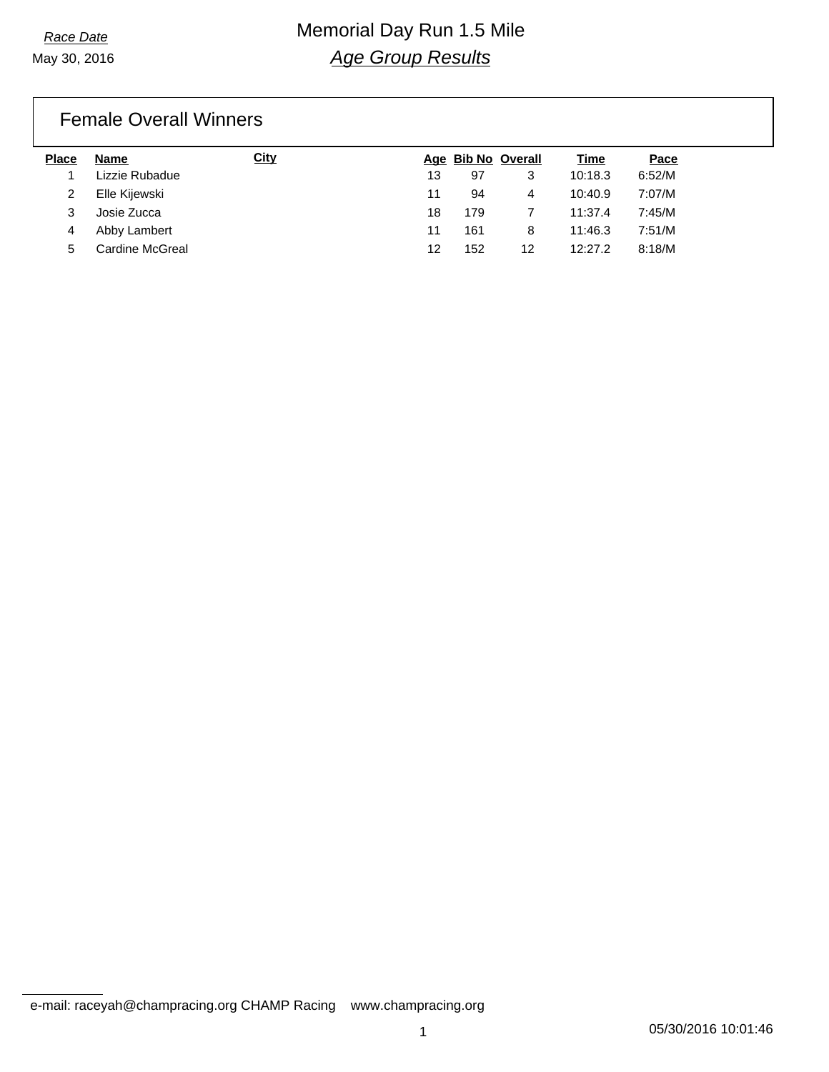*Race Date*

May 30, 2016

# Memorial Day Run 1.5 Mile

## *Age Group Results*

### Female Overall Winners

| Place | Name | City | Age | Bib No | Overall | Time | Pace |
|---|---|---|---|---|---|---|---|
| 1 | Lizzie Rubadue | | 13 | 97 | 3 | 10:18.3 | 6:52/M |
| 2 | Elle Kijewski | | 11 | 94 | 4 | 10:40.9 | 7:07/M |
| 3 | Josie Zucca | | 18 | 179 | 7 | 11:37.4 | 7:45/M |
| 4 | Abby Lambert | | 11 | 161 | 8 | 11:46.3 | 7:51/M |
| 5 | Cardine McGreal | | 12 | 152 | 12 | 12:27.2 | 8:18/M |

e-mail: raceyah@champracing.org CHAMP Racing www.champracing.org

05/30/2016 10:01:46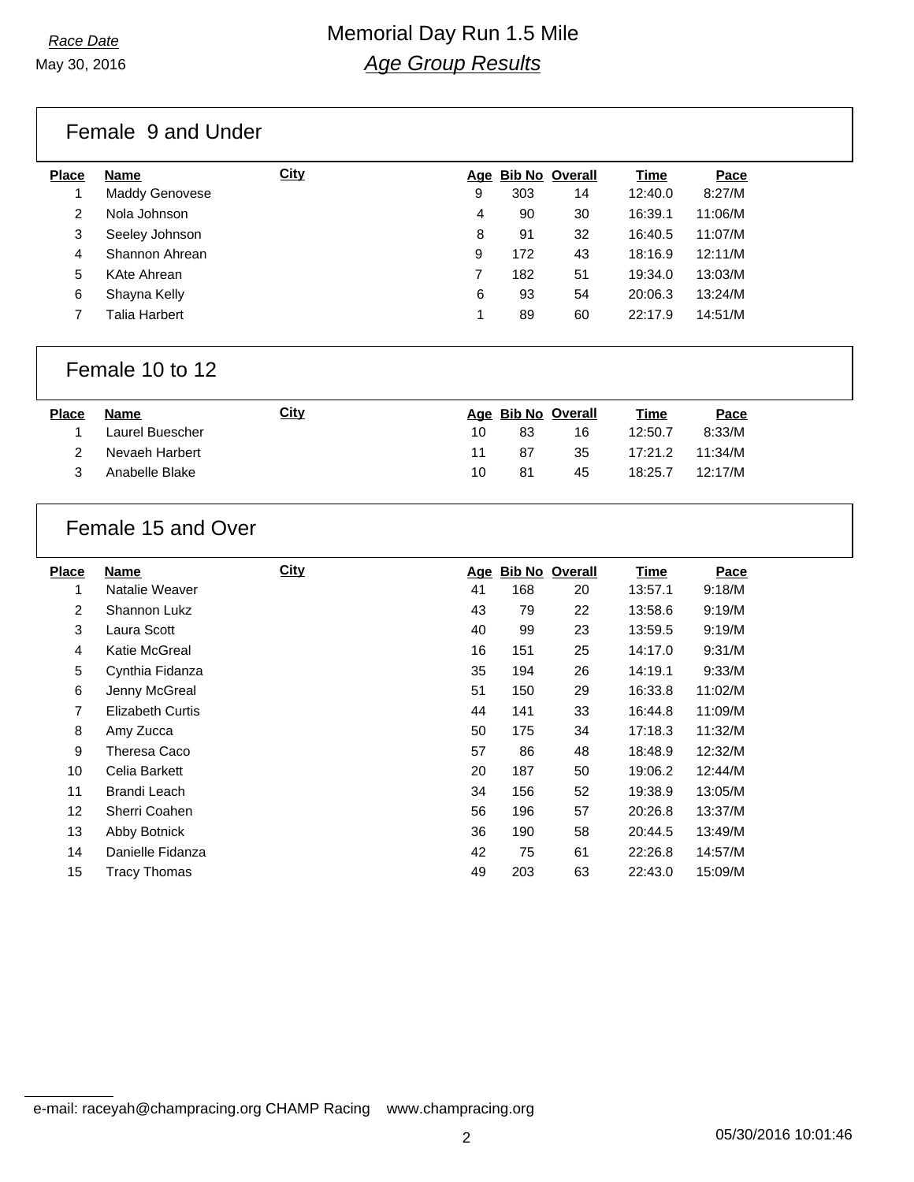*Race Date*

May 30, 2016

# Memorial Day Run 1.5 Mile

## *Age Group Results*

### Female 9 and Under

| Place | Name | City | Age | Bib No | Overall | Time | Pace |
|---|---|---|---|---|---|---|---|
| 1 | Maddy Genovese | | 9 | 303 | 14 | 12:40.0 | 8:27/M |
| 2 | Nola Johnson | | 4 | 90 | 30 | 16:39.1 | 11:06/M |
| 3 | Seeley Johnson | | 8 | 91 | 32 | 16:40.5 | 11:07/M |
| 4 | Shannon Ahrean | | 9 | 172 | 43 | 18:16.9 | 12:11/M |
| 5 | KAte Ahrean | | 7 | 182 | 51 | 19:34.0 | 13:03/M |
| 6 | Shayna Kelly | | 6 | 93 | 54 | 20:06.3 | 13:24/M |
| 7 | Talia Harbert | | 1 | 89 | 60 | 22:17.9 | 14:51/M |

### Female 10 to 12

| Place | Name | City | Age | Bib No | Overall | Time | Pace |
|---|---|---|---|---|---|---|---|
| 1 | Laurel Buescher | | 10 | 83 | 16 | 12:50.7 | 8:33/M |
| 2 | Nevaeh Harbert | | 11 | 87 | 35 | 17:21.2 | 11:34/M |
| 3 | Anabelle Blake | | 10 | 81 | 45 | 18:25.7 | 12:17/M |

### Female 15 and Over

| Place | Name | City | Age | Bib No | Overall | Time | Pace |
|---|---|---|---|---|---|---|---|
| 1 | Natalie Weaver | | 41 | 168 | 20 | 13:57.1 | 9:18/M |
| 2 | Shannon Lukz | | 43 | 79 | 22 | 13:58.6 | 9:19/M |
| 3 | Laura Scott | | 40 | 99 | 23 | 13:59.5 | 9:19/M |
| 4 | Katie McGreal | | 16 | 151 | 25 | 14:17.0 | 9:31/M |
| 5 | Cynthia Fidanza | | 35 | 194 | 26 | 14:19.1 | 9:33/M |
| 6 | Jenny McGreal | | 51 | 150 | 29 | 16:33.8 | 11:02/M |
| 7 | Elizabeth Curtis | | 44 | 141 | 33 | 16:44.8 | 11:09/M |
| 8 | Amy Zucca | | 50 | 175 | 34 | 17:18.3 | 11:32/M |
| 9 | Theresa Caco | | 57 | 86 | 48 | 18:48.9 | 12:32/M |
| 10 | Celia Barkett | | 20 | 187 | 50 | 19:06.2 | 12:44/M |
| 11 | Brandi Leach | | 34 | 156 | 52 | 19:38.9 | 13:05/M |
| 12 | Sherri Coahen | | 56 | 196 | 57 | 20:26.8 | 13:37/M |
| 13 | Abby Botnick | | 36 | 190 | 58 | 20:44.5 | 13:49/M |
| 14 | Danielle Fidanza | | 42 | 75 | 61 | 22:26.8 | 14:57/M |
| 15 | Tracy Thomas | | 49 | 203 | 63 | 22:43.0 | 15:09/M |

e-mail: raceyah@champracing.org CHAMP Racing www.champracing.org

05/30/2016 10:01:46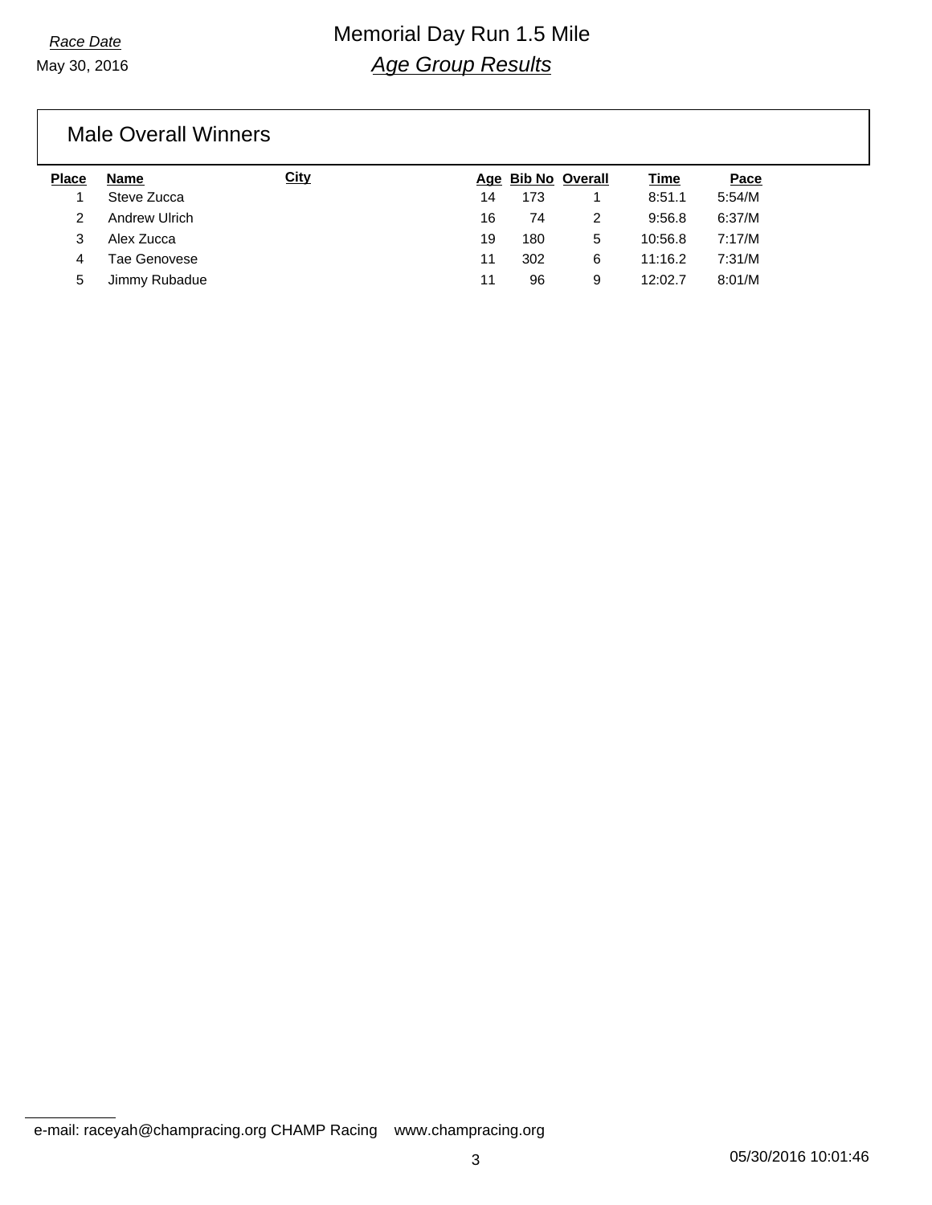# Memorial Day Run 1.5 Mile

## *Age Group Results*

*Race Date*
May 30, 2016

### Male Overall Winners

| Place | Name | City | Age | Bib No | Overall | Time | Pace |
|---|---|---|---|---|---|---|---|
| 1 | Steve Zucca | | 14 | 173 | 1 | 8:51.1 | 5:54/M |
| 2 | Andrew Ulrich | | 16 | 74 | 2 | 9:56.8 | 6:37/M |
| 3 | Alex Zucca | | 19 | 180 | 5 | 10:56.8 | 7:17/M |
| 4 | Tae Genovese | | 11 | 302 | 6 | 11:16.2 | 7:31/M |
| 5 | Jimmy Rubadue | | 11 | 96 | 9 | 12:02.7 | 8:01/M |

e-mail: raceyah@champracing.org CHAMP Racing www.champracing.org

05/30/2016 10:01:46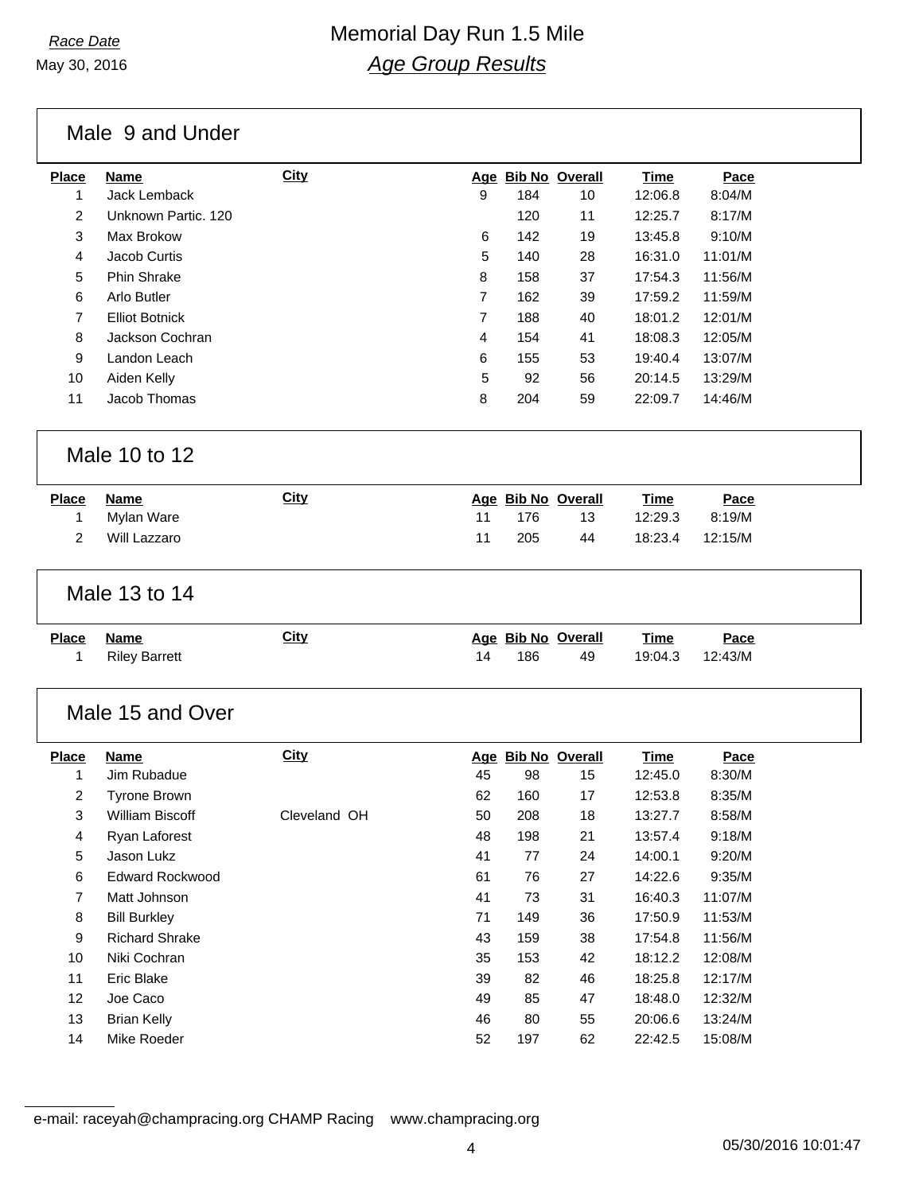*Race Date*

May 30, 2016

# Memorial Day Run 1.5 Mile

## *Age Group Results*

### Male 9 and Under

| Place | Name | City | Age | Bib No | Overall | Time | Pace |
|---|---|---|---|---|---|---|---|
| 1 | Jack Lemback | | 9 | 184 | 10 | 12:06.8 | 8:04/M |
| 2 | Unknown Partic. 120 | | | 120 | 11 | 12:25.7 | 8:17/M |
| 3 | Max Brokow | | 6 | 142 | 19 | 13:45.8 | 9:10/M |
| 4 | Jacob Curtis | | 5 | 140 | 28 | 16:31.0 | 11:01/M |
| 5 | Phin Shrake | | 8 | 158 | 37 | 17:54.3 | 11:56/M |
| 6 | Arlo Butler | | 7 | 162 | 39 | 17:59.2 | 11:59/M |
| 7 | Elliot Botnick | | 7 | 188 | 40 | 18:01.2 | 12:01/M |
| 8 | Jackson Cochran | | 4 | 154 | 41 | 18:08.3 | 12:05/M |
| 9 | Landon Leach | | 6 | 155 | 53 | 19:40.4 | 13:07/M |
| 10 | Aiden Kelly | | 5 | 92 | 56 | 20:14.5 | 13:29/M |
| 11 | Jacob Thomas | | 8 | 204 | 59 | 22:09.7 | 14:46/M |

### Male 10 to 12

| Place | Name | City | Age | Bib No | Overall | Time | Pace |
|---|---|---|---|---|---|---|---|
| 1 | Mylan Ware | | 11 | 176 | 13 | 12:29.3 | 8:19/M |
| 2 | Will Lazzaro | | 11 | 205 | 44 | 18:23.4 | 12:15/M |

### Male 13 to 14

| Place | Name | City | Age | Bib No | Overall | Time | Pace |
|---|---|---|---|---|---|---|---|
| 1 | Riley Barrett | | 14 | 186 | 49 | 19:04.3 | 12:43/M |

### Male 15 and Over

| Place | Name | City | Age | Bib No | Overall | Time | Pace |
|---|---|---|---|---|---|---|---|
| 1 | Jim Rubadue | | 45 | 98 | 15 | 12:45.0 | 8:30/M |
| 2 | Tyrone Brown | | 62 | 160 | 17 | 12:53.8 | 8:35/M |
| 3 | William Biscoff | Cleveland OH | 50 | 208 | 18 | 13:27.7 | 8:58/M |
| 4 | Ryan Laforest | | 48 | 198 | 21 | 13:57.4 | 9:18/M |
| 5 | Jason Lukz | | 41 | 77 | 24 | 14:00.1 | 9:20/M |
| 6 | Edward Rockwood | | 61 | 76 | 27 | 14:22.6 | 9:35/M |
| 7 | Matt Johnson | | 41 | 73 | 31 | 16:40.3 | 11:07/M |
| 8 | Bill Burkley | | 71 | 149 | 36 | 17:50.9 | 11:53/M |
| 9 | Richard Shrake | | 43 | 159 | 38 | 17:54.8 | 11:56/M |
| 10 | Niki Cochran | | 35 | 153 | 42 | 18:12.2 | 12:08/M |
| 11 | Eric Blake | | 39 | 82 | 46 | 18:25.8 | 12:17/M |
| 12 | Joe Caco | | 49 | 85 | 47 | 18:48.0 | 12:32/M |
| 13 | Brian Kelly | | 46 | 80 | 55 | 20:06.6 | 13:24/M |
| 14 | Mike Roeder | | 52 | 197 | 62 | 22:42.5 | 15:08/M |

e-mail: raceyah@champracing.org CHAMP Racing www.champracing.org

05/30/2016 10:01:47